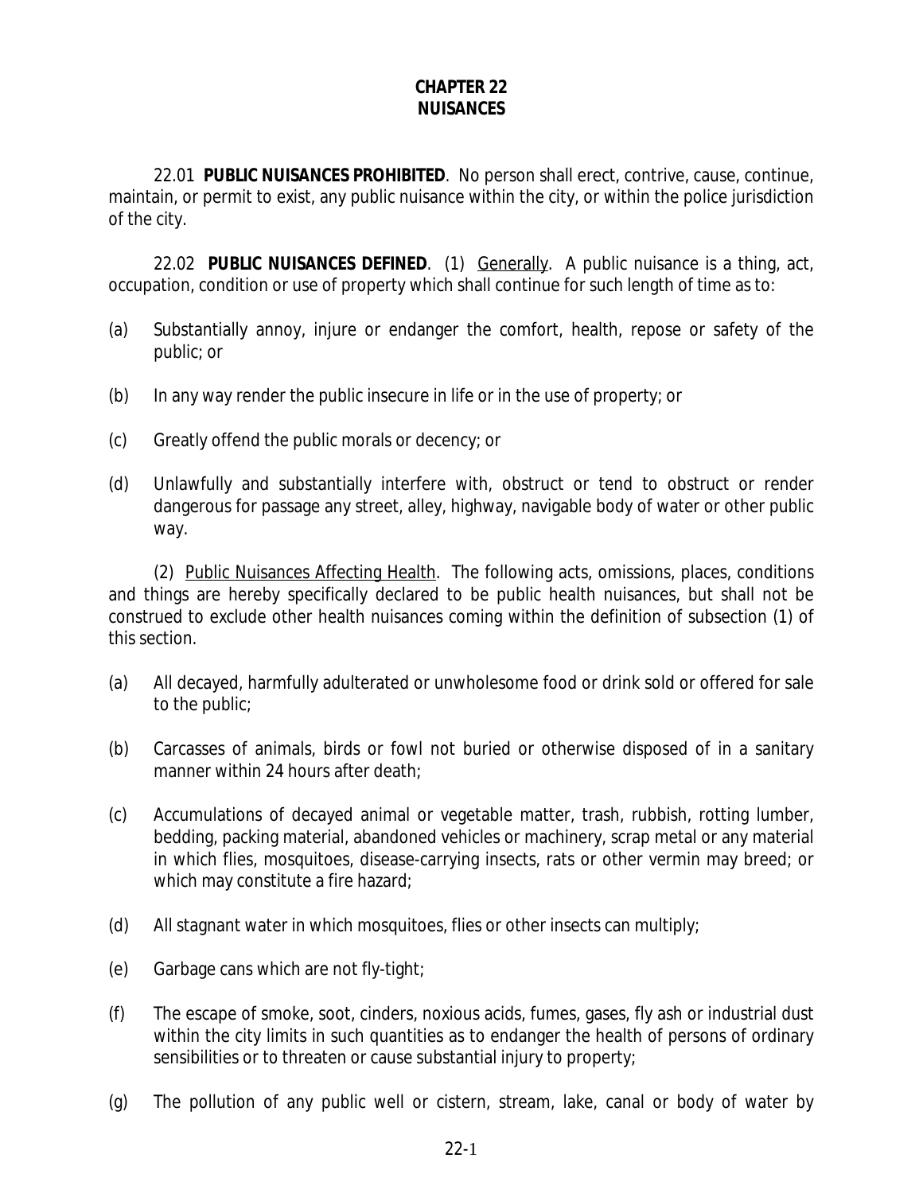# CHAPTER 22
# NUISANCES

22.01 **PUBLIC NUISANCES PROHIBITED**. No person shall erect, contrive, cause, continue, maintain, or permit to exist, any public nuisance within the city, or within the police jurisdiction of the city.

22.02 **PUBLIC NUISANCES DEFINED**. (1) Generally. A public nuisance is a thing, act, occupation, condition or use of property which shall continue for such length of time as to:

(a) Substantially annoy, injure or endanger the comfort, health, repose or safety of the public; or

(b) In any way render the public insecure in life or in the use of property; or

(c) Greatly offend the public morals or decency; or

(d) Unlawfully and substantially interfere with, obstruct or tend to obstruct or render dangerous for passage any street, alley, highway, navigable body of water or other public way.

(2) Public Nuisances Affecting Health. The following acts, omissions, places, conditions and things are hereby specifically declared to be public health nuisances, but shall not be construed to exclude other health nuisances coming within the definition of subsection (1) of this section.

(a) All decayed, harmfully adulterated or unwholesome food or drink sold or offered for sale to the public;

(b) Carcasses of animals, birds or fowl not buried or otherwise disposed of in a sanitary manner within 24 hours after death;

(c) Accumulations of decayed animal or vegetable matter, trash, rubbish, rotting lumber, bedding, packing material, abandoned vehicles or machinery, scrap metal or any material in which flies, mosquitoes, disease-carrying insects, rats or other vermin may breed; or which may constitute a fire hazard;

(d) All stagnant water in which mosquitoes, flies or other insects can multiply;

(e) Garbage cans which are not fly-tight;

(f) The escape of smoke, soot, cinders, noxious acids, fumes, gases, fly ash or industrial dust within the city limits in such quantities as to endanger the health of persons of ordinary sensibilities or to threaten or cause substantial injury to property;

(g) The pollution of any public well or cistern, stream, lake, canal or body of water by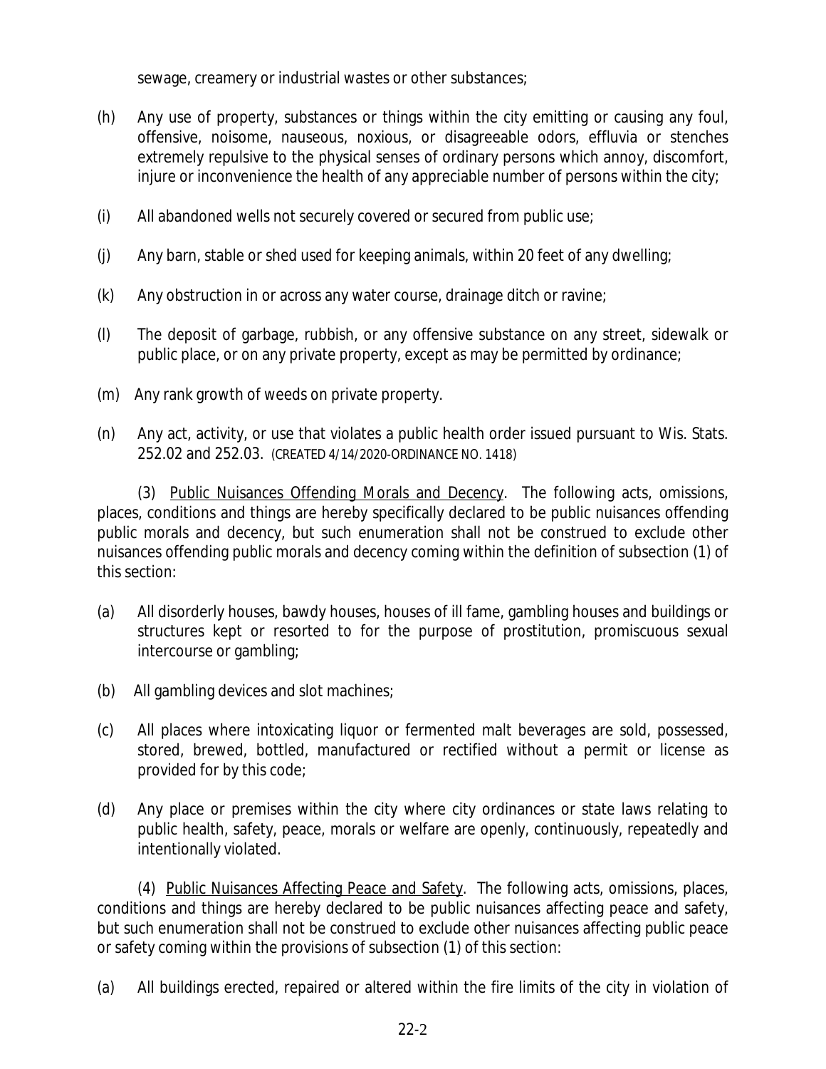sewage, creamery or industrial wastes or other substances;

(h) Any use of property, substances or things within the city emitting or causing any foul, offensive, noisome, nauseous, noxious, or disagreeable odors, effluvia or stenches extremely repulsive to the physical senses of ordinary persons which annoy, discomfort, injure or inconvenience the health of any appreciable number of persons within the city;

(i) All abandoned wells not securely covered or secured from public use;

(j) Any barn, stable or shed used for keeping animals, within 20 feet of any dwelling;

(k) Any obstruction in or across any water course, drainage ditch or ravine;

(l) The deposit of garbage, rubbish, or any offensive substance on any street, sidewalk or public place, or on any private property, except as may be permitted by ordinance;

(m) Any rank growth of weeds on private property.

(n) Any act, activity, or use that violates a public health order issued pursuant to Wis. Stats. 252.02 and 252.03. (CREATED 4/14/2020-ORDINANCE NO. 1418)

(3) Public Nuisances Offending Morals and Decency. The following acts, omissions, places, conditions and things are hereby specifically declared to be public nuisances offending public morals and decency, but such enumeration shall not be construed to exclude other nuisances offending public morals and decency coming within the definition of subsection (1) of this section:

(a) All disorderly houses, bawdy houses, houses of ill fame, gambling houses and buildings or structures kept or resorted to for the purpose of prostitution, promiscuous sexual intercourse or gambling;

(b) All gambling devices and slot machines;

(c) All places where intoxicating liquor or fermented malt beverages are sold, possessed, stored, brewed, bottled, manufactured or rectified without a permit or license as provided for by this code;

(d) Any place or premises within the city where city ordinances or state laws relating to public health, safety, peace, morals or welfare are openly, continuously, repeatedly and intentionally violated.

(4) Public Nuisances Affecting Peace and Safety. The following acts, omissions, places, conditions and things are hereby declared to be public nuisances affecting peace and safety, but such enumeration shall not be construed to exclude other nuisances affecting public peace or safety coming within the provisions of subsection (1) of this section:

(a) All buildings erected, repaired or altered within the fire limits of the city in violation of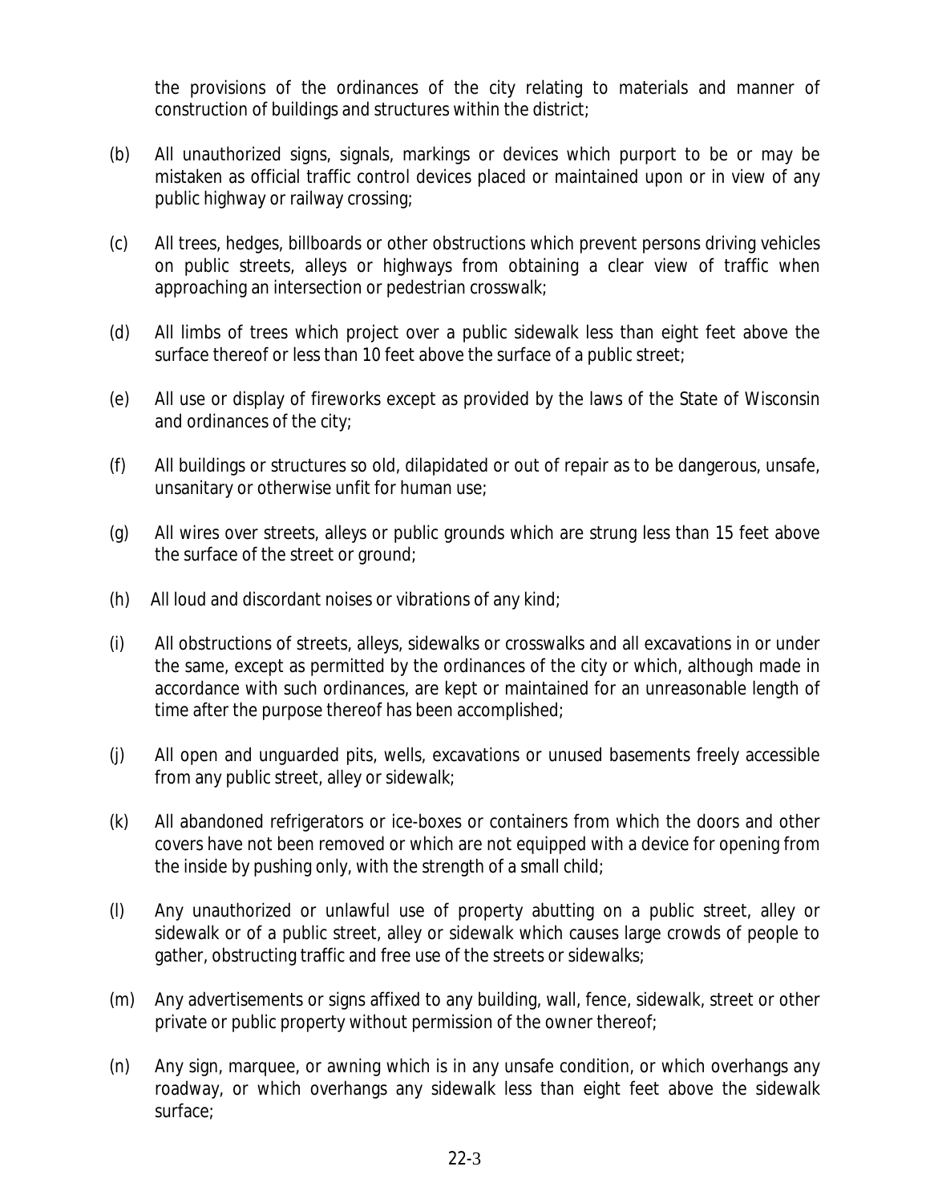the provisions of the ordinances of the city relating to materials and manner of construction of buildings and structures within the district;

(b) All unauthorized signs, signals, markings or devices which purport to be or may be mistaken as official traffic control devices placed or maintained upon or in view of any public highway or railway crossing;

(c) All trees, hedges, billboards or other obstructions which prevent persons driving vehicles on public streets, alleys or highways from obtaining a clear view of traffic when approaching an intersection or pedestrian crosswalk;

(d) All limbs of trees which project over a public sidewalk less than eight feet above the surface thereof or less than 10 feet above the surface of a public street;

(e) All use or display of fireworks except as provided by the laws of the State of Wisconsin and ordinances of the city;

(f) All buildings or structures so old, dilapidated or out of repair as to be dangerous, unsafe, unsanitary or otherwise unfit for human use;

(g) All wires over streets, alleys or public grounds which are strung less than 15 feet above the surface of the street or ground;

(h) All loud and discordant noises or vibrations of any kind;

(i) All obstructions of streets, alleys, sidewalks or crosswalks and all excavations in or under the same, except as permitted by the ordinances of the city or which, although made in accordance with such ordinances, are kept or maintained for an unreasonable length of time after the purpose thereof has been accomplished;

(j) All open and unguarded pits, wells, excavations or unused basements freely accessible from any public street, alley or sidewalk;

(k) All abandoned refrigerators or ice-boxes or containers from which the doors and other covers have not been removed or which are not equipped with a device for opening from the inside by pushing only, with the strength of a small child;

(l) Any unauthorized or unlawful use of property abutting on a public street, alley or sidewalk or of a public street, alley or sidewalk which causes large crowds of people to gather, obstructing traffic and free use of the streets or sidewalks;

(m) Any advertisements or signs affixed to any building, wall, fence, sidewalk, street or other private or public property without permission of the owner thereof;

(n) Any sign, marquee, or awning which is in any unsafe condition, or which overhangs any roadway, or which overhangs any sidewalk less than eight feet above the sidewalk surface;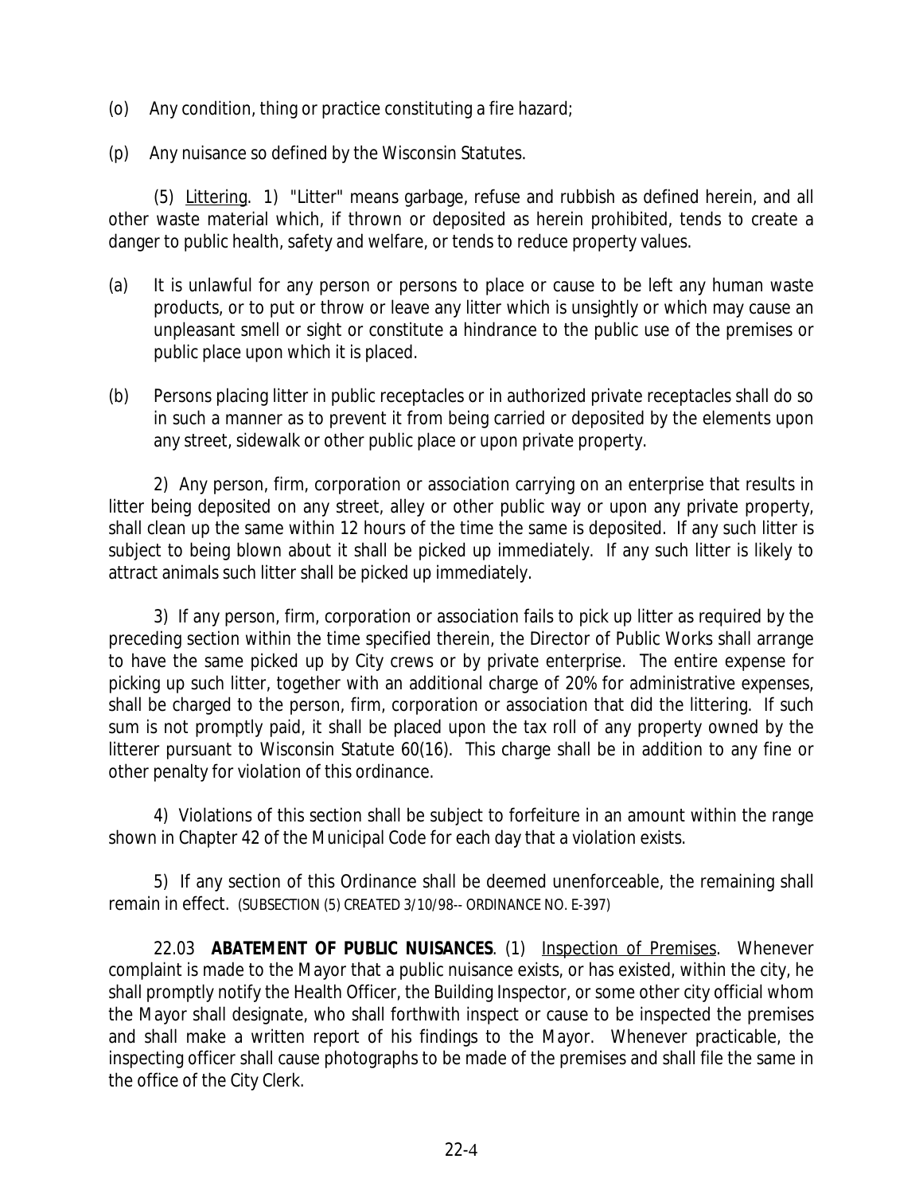(o) Any condition, thing or practice constituting a fire hazard;

(p) Any nuisance so defined by the Wisconsin Statutes.

(5) Littering. 1) "Litter" means garbage, refuse and rubbish as defined herein, and all other waste material which, if thrown or deposited as herein prohibited, tends to create a danger to public health, safety and welfare, or tends to reduce property values.

(a) It is unlawful for any person or persons to place or cause to be left any human waste products, or to put or throw or leave any litter which is unsightly or which may cause an unpleasant smell or sight or constitute a hindrance to the public use of the premises or public place upon which it is placed.

(b) Persons placing litter in public receptacles or in authorized private receptacles shall do so in such a manner as to prevent it from being carried or deposited by the elements upon any street, sidewalk or other public place or upon private property.

2) Any person, firm, corporation or association carrying on an enterprise that results in litter being deposited on any street, alley or other public way or upon any private property, shall clean up the same within 12 hours of the time the same is deposited. If any such litter is subject to being blown about it shall be picked up immediately. If any such litter is likely to attract animals such litter shall be picked up immediately.

3) If any person, firm, corporation or association fails to pick up litter as required by the preceding section within the time specified therein, the Director of Public Works shall arrange to have the same picked up by City crews or by private enterprise. The entire expense for picking up such litter, together with an additional charge of 20% for administrative expenses, shall be charged to the person, firm, corporation or association that did the littering. If such sum is not promptly paid, it shall be placed upon the tax roll of any property owned by the litterer pursuant to Wisconsin Statute 60(16). This charge shall be in addition to any fine or other penalty for violation of this ordinance.

4) Violations of this section shall be subject to forfeiture in an amount within the range shown in Chapter 42 of the Municipal Code for each day that a violation exists.

5) If any section of this Ordinance shall be deemed unenforceable, the remaining shall remain in effect. (SUBSECTION (5) CREATED 3/10/98-- ORDINANCE NO. E-397)

22.03 **ABATEMENT OF PUBLIC NUISANCES**. (1) Inspection of Premises. Whenever complaint is made to the Mayor that a public nuisance exists, or has existed, within the city, he shall promptly notify the Health Officer, the Building Inspector, or some other city official whom the Mayor shall designate, who shall forthwith inspect or cause to be inspected the premises and shall make a written report of his findings to the Mayor. Whenever practicable, the inspecting officer shall cause photographs to be made of the premises and shall file the same in the office of the City Clerk.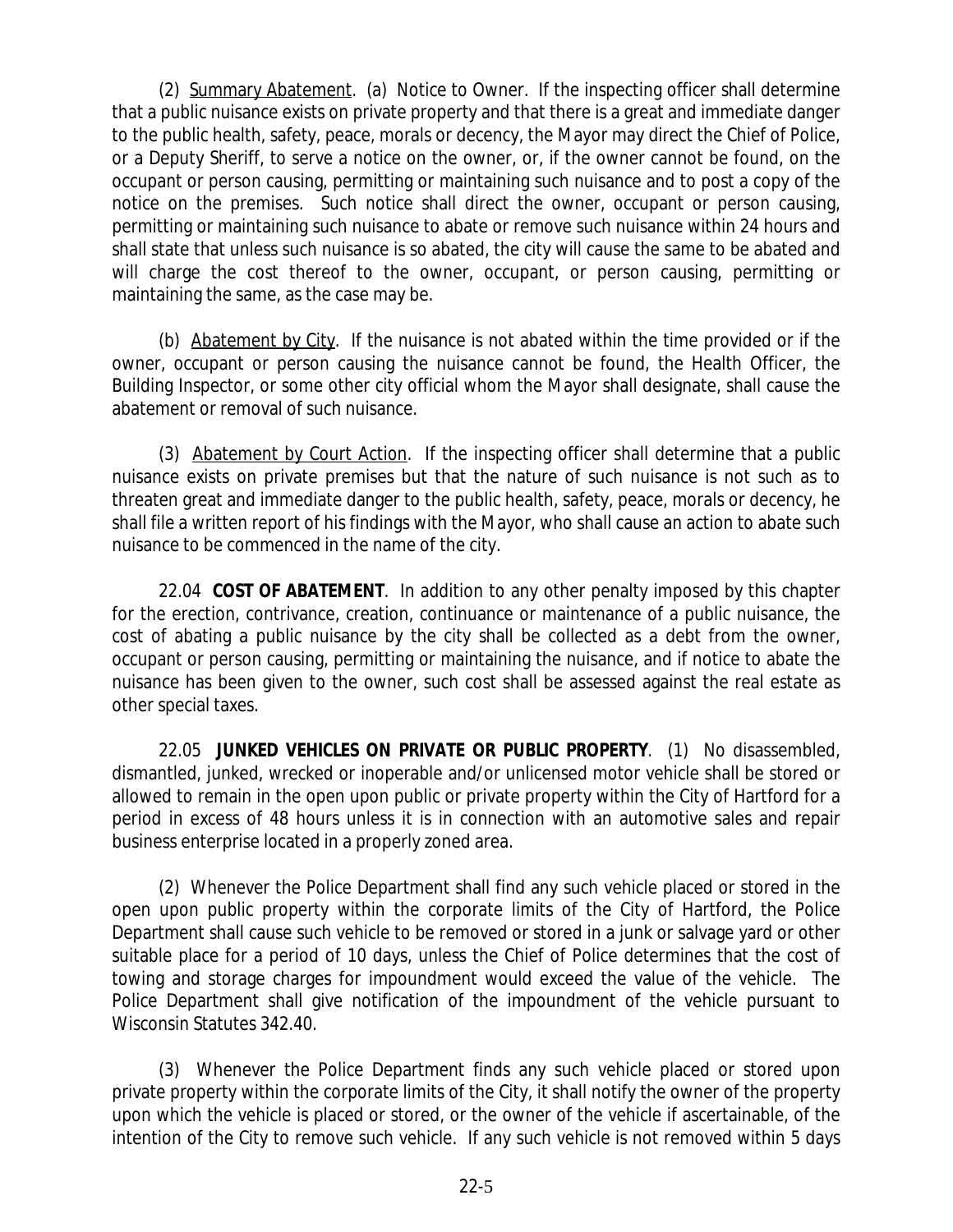(2) Summary Abatement. (a) Notice to Owner. If the inspecting officer shall determine that a public nuisance exists on private property and that there is a great and immediate danger to the public health, safety, peace, morals or decency, the Mayor may direct the Chief of Police, or a Deputy Sheriff, to serve a notice on the owner, or, if the owner cannot be found, on the occupant or person causing, permitting or maintaining such nuisance and to post a copy of the notice on the premises. Such notice shall direct the owner, occupant or person causing, permitting or maintaining such nuisance to abate or remove such nuisance within 24 hours and shall state that unless such nuisance is so abated, the city will cause the same to be abated and will charge the cost thereof to the owner, occupant, or person causing, permitting or maintaining the same, as the case may be.

(b) Abatement by City. If the nuisance is not abated within the time provided or if the owner, occupant or person causing the nuisance cannot be found, the Health Officer, the Building Inspector, or some other city official whom the Mayor shall designate, shall cause the abatement or removal of such nuisance.

(3) Abatement by Court Action. If the inspecting officer shall determine that a public nuisance exists on private premises but that the nature of such nuisance is not such as to threaten great and immediate danger to the public health, safety, peace, morals or decency, he shall file a written report of his findings with the Mayor, who shall cause an action to abate such nuisance to be commenced in the name of the city.

22.04 **COST OF ABATEMENT**. In addition to any other penalty imposed by this chapter for the erection, contrivance, creation, continuance or maintenance of a public nuisance, the cost of abating a public nuisance by the city shall be collected as a debt from the owner, occupant or person causing, permitting or maintaining the nuisance, and if notice to abate the nuisance has been given to the owner, such cost shall be assessed against the real estate as other special taxes.

22.05 **JUNKED VEHICLES ON PRIVATE OR PUBLIC PROPERTY**. (1) No disassembled, dismantled, junked, wrecked or inoperable and/or unlicensed motor vehicle shall be stored or allowed to remain in the open upon public or private property within the City of Hartford for a period in excess of 48 hours unless it is in connection with an automotive sales and repair business enterprise located in a properly zoned area.

(2) Whenever the Police Department shall find any such vehicle placed or stored in the open upon public property within the corporate limits of the City of Hartford, the Police Department shall cause such vehicle to be removed or stored in a junk or salvage yard or other suitable place for a period of 10 days, unless the Chief of Police determines that the cost of towing and storage charges for impoundment would exceed the value of the vehicle. The Police Department shall give notification of the impoundment of the vehicle pursuant to Wisconsin Statutes 342.40.

(3) Whenever the Police Department finds any such vehicle placed or stored upon private property within the corporate limits of the City, it shall notify the owner of the property upon which the vehicle is placed or stored, or the owner of the vehicle if ascertainable, of the intention of the City to remove such vehicle. If any such vehicle is not removed within 5 days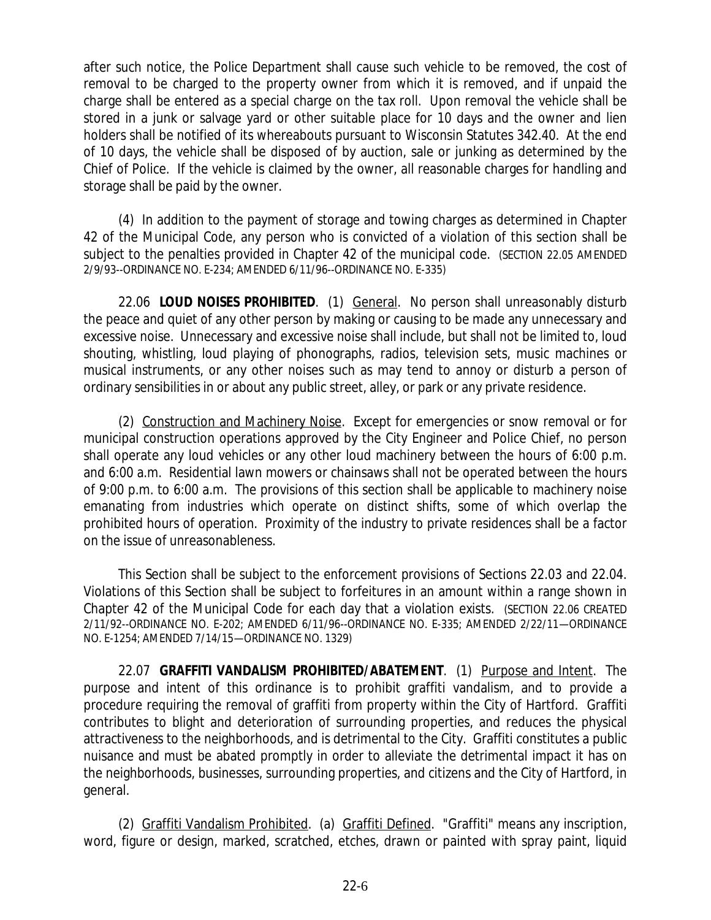after such notice, the Police Department shall cause such vehicle to be removed, the cost of removal to be charged to the property owner from which it is removed, and if unpaid the charge shall be entered as a special charge on the tax roll. Upon removal the vehicle shall be stored in a junk or salvage yard or other suitable place for 10 days and the owner and lien holders shall be notified of its whereabouts pursuant to Wisconsin Statutes 342.40. At the end of 10 days, the vehicle shall be disposed of by auction, sale or junking as determined by the Chief of Police. If the vehicle is claimed by the owner, all reasonable charges for handling and storage shall be paid by the owner.

(4) In addition to the payment of storage and towing charges as determined in Chapter 42 of the Municipal Code, any person who is convicted of a violation of this section shall be subject to the penalties provided in Chapter 42 of the municipal code. (SECTION 22.05 AMENDED 2/9/93--ORDINANCE NO. E-234; AMENDED 6/11/96--ORDINANCE NO. E-335)

22.06 **LOUD NOISES PROHIBITED**. (1) General. No person shall unreasonably disturb the peace and quiet of any other person by making or causing to be made any unnecessary and excessive noise. Unnecessary and excessive noise shall include, but shall not be limited to, loud shouting, whistling, loud playing of phonographs, radios, television sets, music machines or musical instruments, or any other noises such as may tend to annoy or disturb a person of ordinary sensibilities in or about any public street, alley, or park or any private residence.

(2) Construction and Machinery Noise. Except for emergencies or snow removal or for municipal construction operations approved by the City Engineer and Police Chief, no person shall operate any loud vehicles or any other loud machinery between the hours of 6:00 p.m. and 6:00 a.m. Residential lawn mowers or chainsaws shall not be operated between the hours of 9:00 p.m. to 6:00 a.m. The provisions of this section shall be applicable to machinery noise emanating from industries which operate on distinct shifts, some of which overlap the prohibited hours of operation. Proximity of the industry to private residences shall be a factor on the issue of unreasonableness.

This Section shall be subject to the enforcement provisions of Sections 22.03 and 22.04. Violations of this Section shall be subject to forfeitures in an amount within a range shown in Chapter 42 of the Municipal Code for each day that a violation exists. (SECTION 22.06 CREATED 2/11/92--ORDINANCE NO. E-202; AMENDED 6/11/96--ORDINANCE NO. E-335; AMENDED 2/22/11—ORDINANCE NO. E-1254; AMENDED 7/14/15—ORDINANCE NO. 1329)

22.07 **GRAFFITI VANDALISM PROHIBITED/ABATEMENT**. (1) Purpose and Intent. The purpose and intent of this ordinance is to prohibit graffiti vandalism, and to provide a procedure requiring the removal of graffiti from property within the City of Hartford. Graffiti contributes to blight and deterioration of surrounding properties, and reduces the physical attractiveness to the neighborhoods, and is detrimental to the City. Graffiti constitutes a public nuisance and must be abated promptly in order to alleviate the detrimental impact it has on the neighborhoods, businesses, surrounding properties, and citizens and the City of Hartford, in general.

(2) Graffiti Vandalism Prohibited. (a) Graffiti Defined. "Graffiti" means any inscription, word, figure or design, marked, scratched, etches, drawn or painted with spray paint, liquid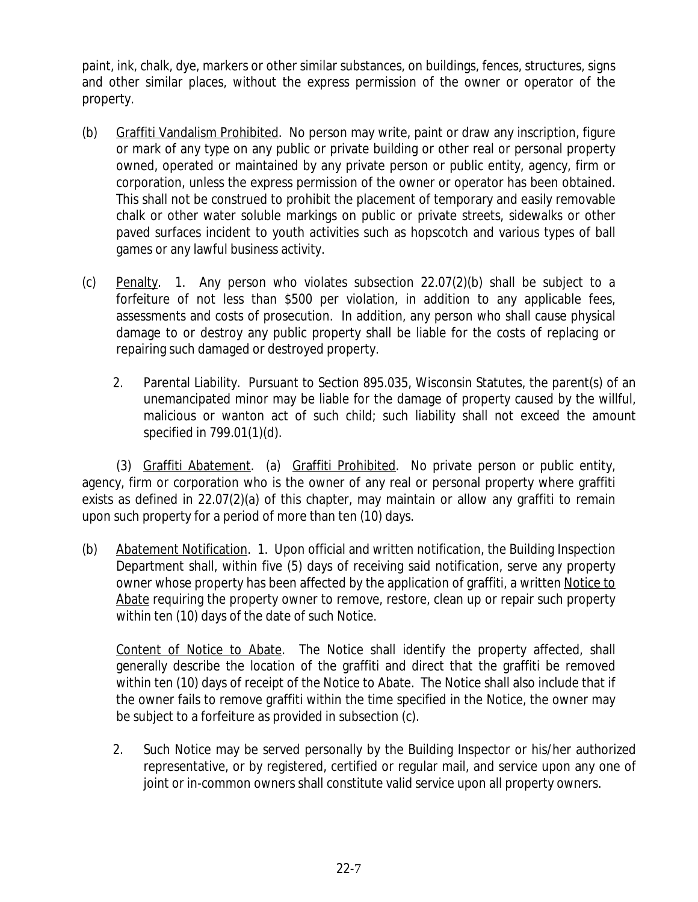paint, ink, chalk, dye, markers or other similar substances, on buildings, fences, structures, signs and other similar places, without the express permission of the owner or operator of the property.

(b) Graffiti Vandalism Prohibited. No person may write, paint or draw any inscription, figure or mark of any type on any public or private building or other real or personal property owned, operated or maintained by any private person or public entity, agency, firm or corporation, unless the express permission of the owner or operator has been obtained. This shall not be construed to prohibit the placement of temporary and easily removable chalk or other water soluble markings on public or private streets, sidewalks or other paved surfaces incident to youth activities such as hopscotch and various types of ball games or any lawful business activity.

(c) Penalty. 1. Any person who violates subsection 22.07(2)(b) shall be subject to a forfeiture of not less than $500 per violation, in addition to any applicable fees, assessments and costs of prosecution. In addition, any person who shall cause physical damage to or destroy any public property shall be liable for the costs of replacing or repairing such damaged or destroyed property.

2. Parental Liability. Pursuant to Section 895.035, Wisconsin Statutes, the parent(s) of an unemancipated minor may be liable for the damage of property caused by the willful, malicious or wanton act of such child; such liability shall not exceed the amount specified in 799.01(1)(d).

(3) Graffiti Abatement. (a) Graffiti Prohibited. No private person or public entity, agency, firm or corporation who is the owner of any real or personal property where graffiti exists as defined in 22.07(2)(a) of this chapter, may maintain or allow any graffiti to remain upon such property for a period of more than ten (10) days.

(b) Abatement Notification. 1. Upon official and written notification, the Building Inspection Department shall, within five (5) days of receiving said notification, serve any property owner whose property has been affected by the application of graffiti, a written Notice to Abate requiring the property owner to remove, restore, clean up or repair such property within ten (10) days of the date of such Notice.

Content of Notice to Abate. The Notice shall identify the property affected, shall generally describe the location of the graffiti and direct that the graffiti be removed within ten (10) days of receipt of the Notice to Abate. The Notice shall also include that if the owner fails to remove graffiti within the time specified in the Notice, the owner may be subject to a forfeiture as provided in subsection (c).

2. Such Notice may be served personally by the Building Inspector or his/her authorized representative, or by registered, certified or regular mail, and service upon any one of joint or in-common owners shall constitute valid service upon all property owners.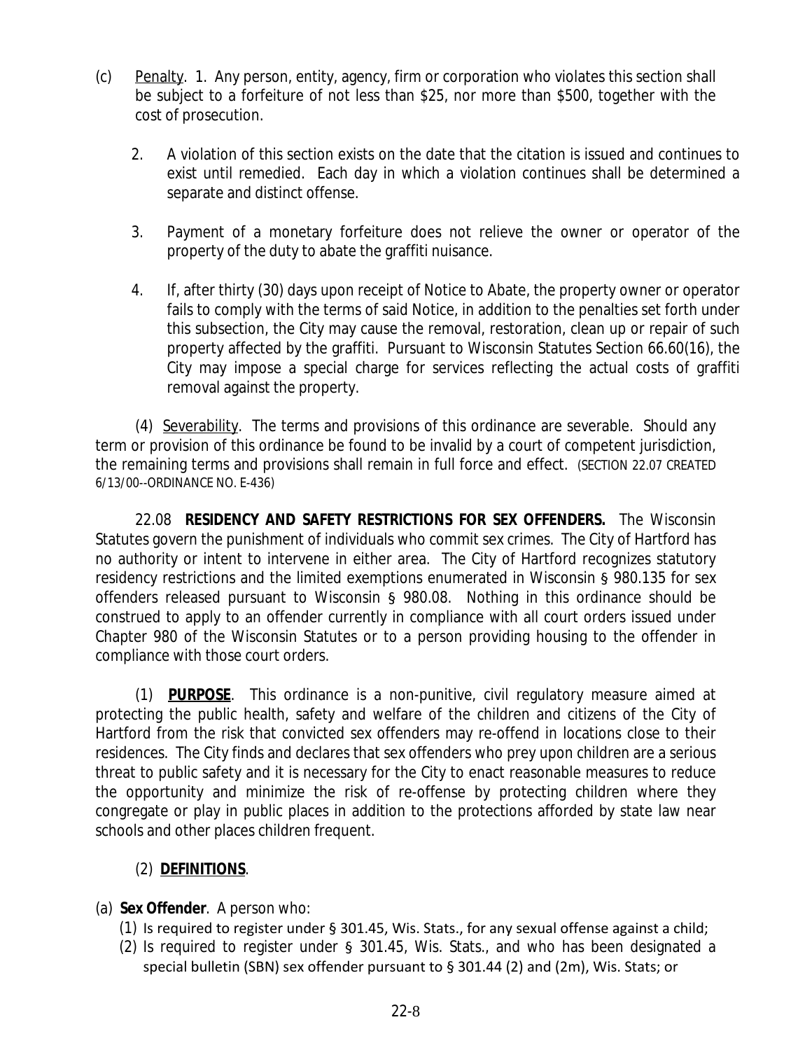(c) Penalty. 1. Any person, entity, agency, firm or corporation who violates this section shall be subject to a forfeiture of not less than $25, nor more than $500, together with the cost of prosecution.

2. A violation of this section exists on the date that the citation is issued and continues to exist until remedied. Each day in which a violation continues shall be determined a separate and distinct offense.

3. Payment of a monetary forfeiture does not relieve the owner or operator of the property of the duty to abate the graffiti nuisance.

4. If, after thirty (30) days upon receipt of Notice to Abate, the property owner or operator fails to comply with the terms of said Notice, in addition to the penalties set forth under this subsection, the City may cause the removal, restoration, clean up or repair of such property affected by the graffiti. Pursuant to Wisconsin Statutes Section 66.60(16), the City may impose a special charge for services reflecting the actual costs of graffiti removal against the property.

(4) Severability. The terms and provisions of this ordinance are severable. Should any term or provision of this ordinance be found to be invalid by a court of competent jurisdiction, the remaining terms and provisions shall remain in full force and effect. (SECTION 22.07 CREATED 6/13/00--ORDINANCE NO. E-436)

22.08 **RESIDENCY AND SAFETY RESTRICTIONS FOR SEX OFFENDERS.** The Wisconsin Statutes govern the punishment of individuals who commit sex crimes. The City of Hartford has no authority or intent to intervene in either area. The City of Hartford recognizes statutory residency restrictions and the limited exemptions enumerated in Wisconsin § 980.135 for sex offenders released pursuant to Wisconsin § 980.08. Nothing in this ordinance should be construed to apply to an offender currently in compliance with all court orders issued under Chapter 980 of the Wisconsin Statutes or to a person providing housing to the offender in compliance with those court orders.

(1) **PURPOSE**. This ordinance is a non-punitive, civil regulatory measure aimed at protecting the public health, safety and welfare of the children and citizens of the City of Hartford from the risk that convicted sex offenders may re-offend in locations close to their residences. The City finds and declares that sex offenders who prey upon children are a serious threat to public safety and it is necessary for the City to enact reasonable measures to reduce the opportunity and minimize the risk of re-offense by protecting children where they congregate or play in public places in addition to the protections afforded by state law near schools and other places children frequent.

(2) **DEFINITIONS**.

(a) **Sex Offender**. A person who:

(1) Is required to register under § 301.45, Wis. Stats., for any sexual offense against a child;

(2) Is required to register under § 301.45, Wis. Stats., and who has been designated a special bulletin (SBN) sex offender pursuant to § 301.44 (2) and (2m), Wis. Stats; or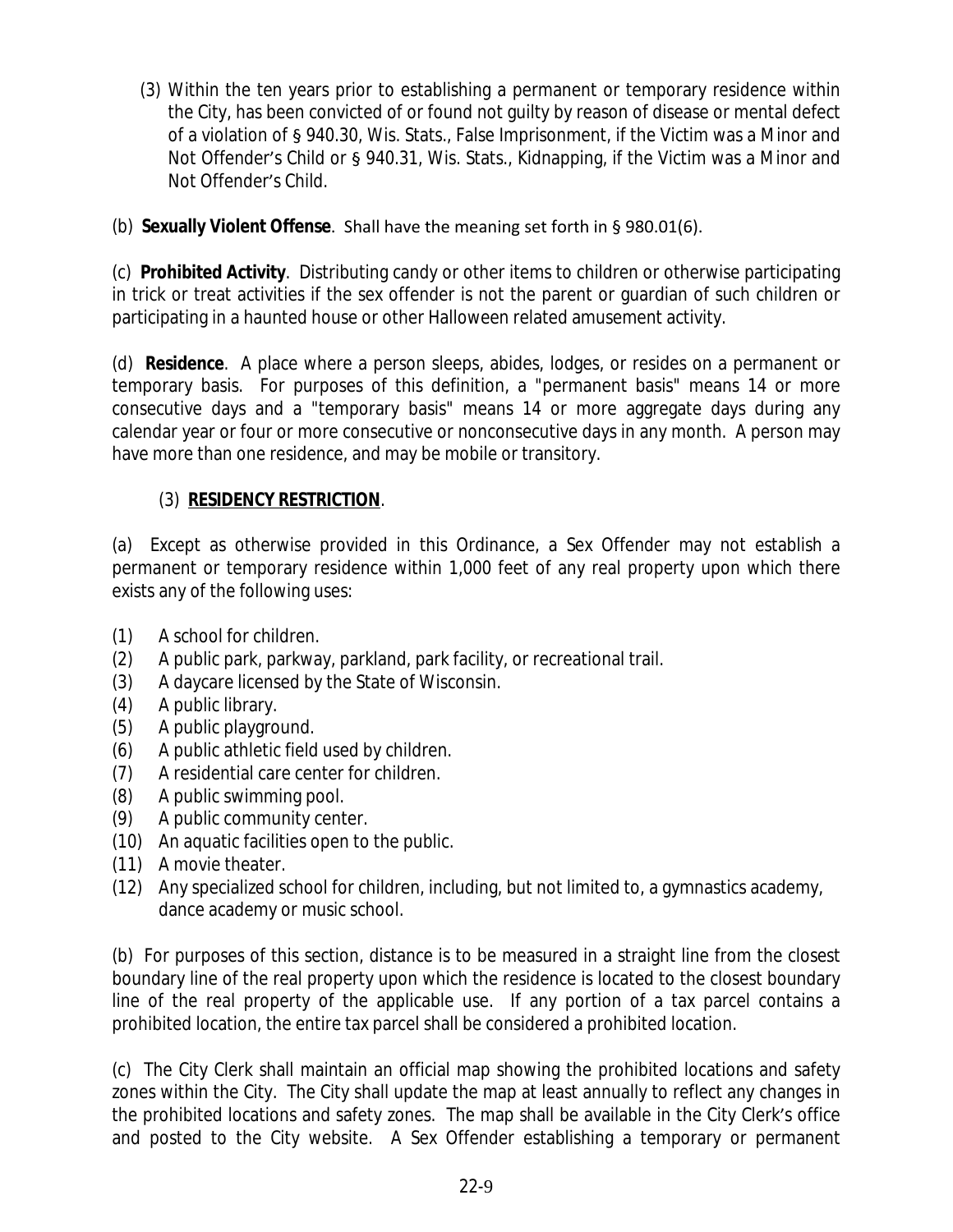(3) Within the ten years prior to establishing a permanent or temporary residence within the City, has been convicted of or found not guilty by reason of disease or mental defect of a violation of § 940.30, Wis. Stats., False Imprisonment, if the Victim was a Minor and Not Offender's Child or § 940.31, Wis. Stats., Kidnapping, if the Victim was a Minor and Not Offender's Child.

(b) **Sexually Violent Offense**. Shall have the meaning set forth in § 980.01(6).

(c) **Prohibited Activity**. Distributing candy or other items to children or otherwise participating in trick or treat activities if the sex offender is not the parent or guardian of such children or participating in a haunted house or other Halloween related amusement activity.

(d) **Residence**. A place where a person sleeps, abides, lodges, or resides on a permanent or temporary basis. For purposes of this definition, a "permanent basis" means 14 or more consecutive days and a "temporary basis" means 14 or more aggregate days during any calendar year or four or more consecutive or nonconsecutive days in any month. A person may have more than one residence, and may be mobile or transitory.

(3) **RESIDENCY RESTRICTION**.

(a) Except as otherwise provided in this Ordinance, a Sex Offender may not establish a permanent or temporary residence within 1,000 feet of any real property upon which there exists any of the following uses:

(1) A school for children.
(2) A public park, parkway, parkland, park facility, or recreational trail.
(3) A daycare licensed by the State of Wisconsin.
(4) A public library.
(5) A public playground.
(6) A public athletic field used by children.
(7) A residential care center for children.
(8) A public swimming pool.
(9) A public community center.
(10) An aquatic facilities open to the public.
(11) A movie theater.
(12) Any specialized school for children, including, but not limited to, a gymnastics academy, dance academy or music school.

(b) For purposes of this section, distance is to be measured in a straight line from the closest boundary line of the real property upon which the residence is located to the closest boundary line of the real property of the applicable use. If any portion of a tax parcel contains a prohibited location, the entire tax parcel shall be considered a prohibited location.

(c) The City Clerk shall maintain an official map showing the prohibited locations and safety zones within the City. The City shall update the map at least annually to reflect any changes in the prohibited locations and safety zones. The map shall be available in the City Clerk's office and posted to the City website. A Sex Offender establishing a temporary or permanent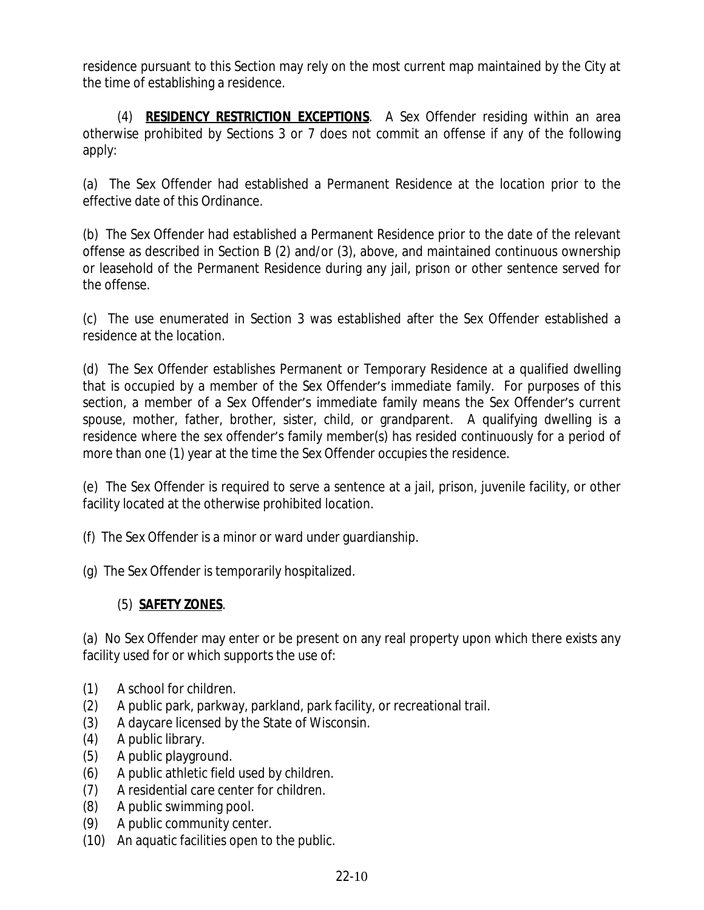residence pursuant to this Section may rely on the most current map maintained by the City at the time of establishing a residence.

(4) **RESIDENCY RESTRICTION EXCEPTIONS**. A Sex Offender residing within an area otherwise prohibited by Sections 3 or 7 does not commit an offense if any of the following apply:

(a) The Sex Offender had established a Permanent Residence at the location prior to the effective date of this Ordinance.

(b) The Sex Offender had established a Permanent Residence prior to the date of the relevant offense as described in Section B (2) and/or (3), above, and maintained continuous ownership or leasehold of the Permanent Residence during any jail, prison or other sentence served for the offense.

(c) The use enumerated in Section 3 was established after the Sex Offender established a residence at the location.

(d) The Sex Offender establishes Permanent or Temporary Residence at a qualified dwelling that is occupied by a member of the Sex Offender's immediate family. For purposes of this section, a member of a Sex Offender's immediate family means the Sex Offender's current spouse, mother, father, brother, sister, child, or grandparent. A qualifying dwelling is a residence where the sex offender's family member(s) has resided continuously for a period of more than one (1) year at the time the Sex Offender occupies the residence.

(e) The Sex Offender is required to serve a sentence at a jail, prison, juvenile facility, or other facility located at the otherwise prohibited location.

(f) The Sex Offender is a minor or ward under guardianship.

(g) The Sex Offender is temporarily hospitalized.

(5) **SAFETY ZONES**.

(a) No Sex Offender may enter or be present on any real property upon which there exists any facility used for or which supports the use of:

(1) A school for children.
(2) A public park, parkway, parkland, park facility, or recreational trail.
(3) A daycare licensed by the State of Wisconsin.
(4) A public library.
(5) A public playground.
(6) A public athletic field used by children.
(7) A residential care center for children.
(8) A public swimming pool.
(9) A public community center.
(10) An aquatic facilities open to the public.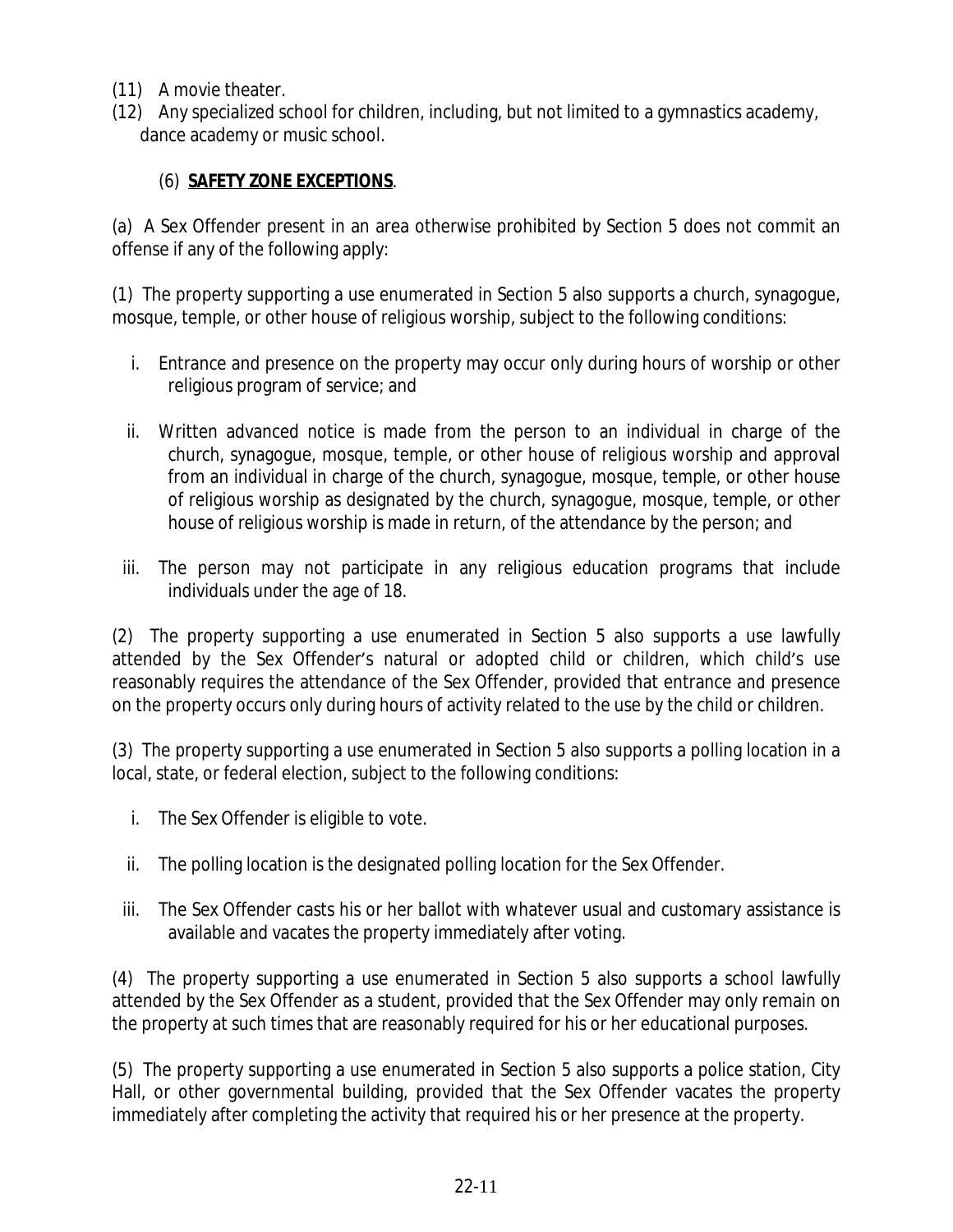(11) A movie theater.

(12) Any specialized school for children, including, but not limited to a gymnastics academy, dance academy or music school.

(6) **SAFETY ZONE EXCEPTIONS**.

(a) A Sex Offender present in an area otherwise prohibited by Section 5 does not commit an offense if any of the following apply:

(1) The property supporting a use enumerated in Section 5 also supports a church, synagogue, mosque, temple, or other house of religious worship, subject to the following conditions:

i. Entrance and presence on the property may occur only during hours of worship or other religious program of service; and

ii. Written advanced notice is made from the person to an individual in charge of the church, synagogue, mosque, temple, or other house of religious worship and approval from an individual in charge of the church, synagogue, mosque, temple, or other house of religious worship as designated by the church, synagogue, mosque, temple, or other house of religious worship is made in return, of the attendance by the person; and

iii. The person may not participate in any religious education programs that include individuals under the age of 18.

(2) The property supporting a use enumerated in Section 5 also supports a use lawfully attended by the Sex Offender's natural or adopted child or children, which child's use reasonably requires the attendance of the Sex Offender, provided that entrance and presence on the property occurs only during hours of activity related to the use by the child or children.

(3) The property supporting a use enumerated in Section 5 also supports a polling location in a local, state, or federal election, subject to the following conditions:

i. The Sex Offender is eligible to vote.

ii. The polling location is the designated polling location for the Sex Offender.

iii. The Sex Offender casts his or her ballot with whatever usual and customary assistance is available and vacates the property immediately after voting.

(4) The property supporting a use enumerated in Section 5 also supports a school lawfully attended by the Sex Offender as a student, provided that the Sex Offender may only remain on the property at such times that are reasonably required for his or her educational purposes.

(5) The property supporting a use enumerated in Section 5 also supports a police station, City Hall, or other governmental building, provided that the Sex Offender vacates the property immediately after completing the activity that required his or her presence at the property.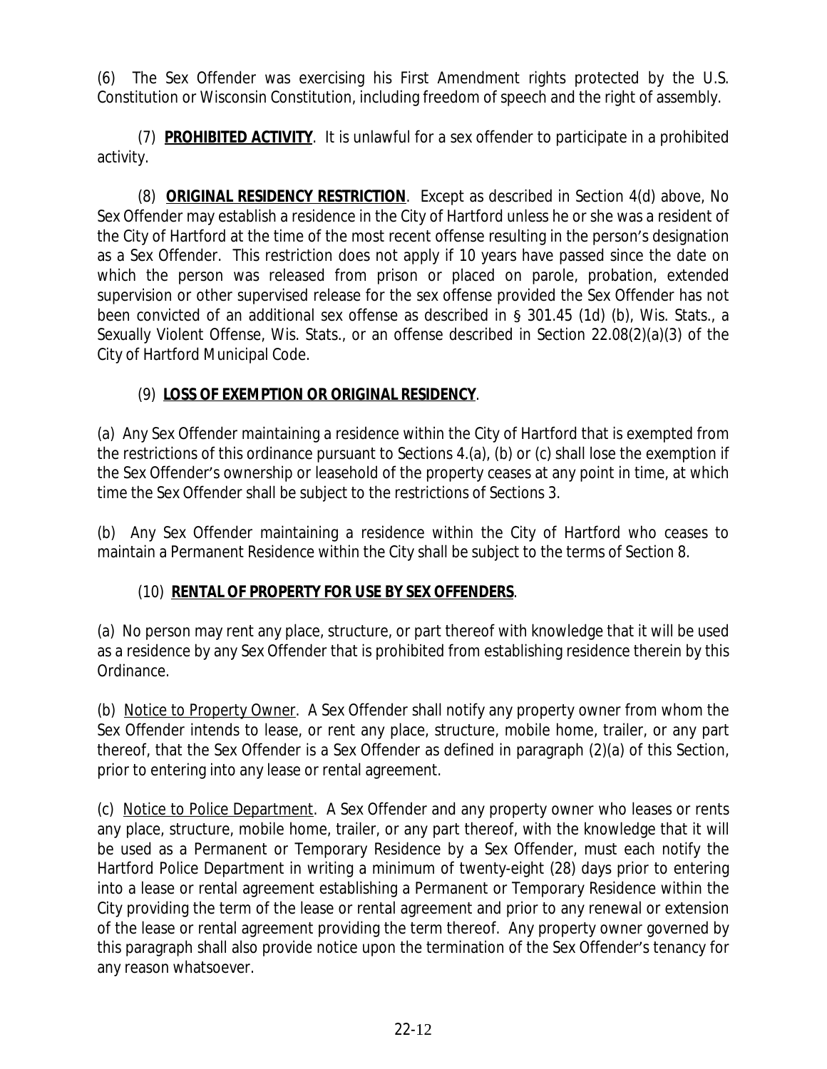(6) The Sex Offender was exercising his First Amendment rights protected by the U.S. Constitution or Wisconsin Constitution, including freedom of speech and the right of assembly.

(7) **PROHIBITED ACTIVITY**. It is unlawful for a sex offender to participate in a prohibited activity.

(8) **ORIGINAL RESIDENCY RESTRICTION**. Except as described in Section 4(d) above, No Sex Offender may establish a residence in the City of Hartford unless he or she was a resident of the City of Hartford at the time of the most recent offense resulting in the person's designation as a Sex Offender. This restriction does not apply if 10 years have passed since the date on which the person was released from prison or placed on parole, probation, extended supervision or other supervised release for the sex offense provided the Sex Offender has not been convicted of an additional sex offense as described in § 301.45 (1d) (b), Wis. Stats., a Sexually Violent Offense, Wis. Stats., or an offense described in Section 22.08(2)(a)(3) of the City of Hartford Municipal Code.

(9) **LOSS OF EXEMPTION OR ORIGINAL RESIDENCY**.

(a) Any Sex Offender maintaining a residence within the City of Hartford that is exempted from the restrictions of this ordinance pursuant to Sections 4.(a), (b) or (c) shall lose the exemption if the Sex Offender's ownership or leasehold of the property ceases at any point in time, at which time the Sex Offender shall be subject to the restrictions of Sections 3.

(b) Any Sex Offender maintaining a residence within the City of Hartford who ceases to maintain a Permanent Residence within the City shall be subject to the terms of Section 8.

(10) **RENTAL OF PROPERTY FOR USE BY SEX OFFENDERS**.

(a) No person may rent any place, structure, or part thereof with knowledge that it will be used as a residence by any Sex Offender that is prohibited from establishing residence therein by this Ordinance.

(b) Notice to Property Owner. A Sex Offender shall notify any property owner from whom the Sex Offender intends to lease, or rent any place, structure, mobile home, trailer, or any part thereof, that the Sex Offender is a Sex Offender as defined in paragraph (2)(a) of this Section, prior to entering into any lease or rental agreement.

(c) Notice to Police Department. A Sex Offender and any property owner who leases or rents any place, structure, mobile home, trailer, or any part thereof, with the knowledge that it will be used as a Permanent or Temporary Residence by a Sex Offender, must each notify the Hartford Police Department in writing a minimum of twenty-eight (28) days prior to entering into a lease or rental agreement establishing a Permanent or Temporary Residence within the City providing the term of the lease or rental agreement and prior to any renewal or extension of the lease or rental agreement providing the term thereof. Any property owner governed by this paragraph shall also provide notice upon the termination of the Sex Offender's tenancy for any reason whatsoever.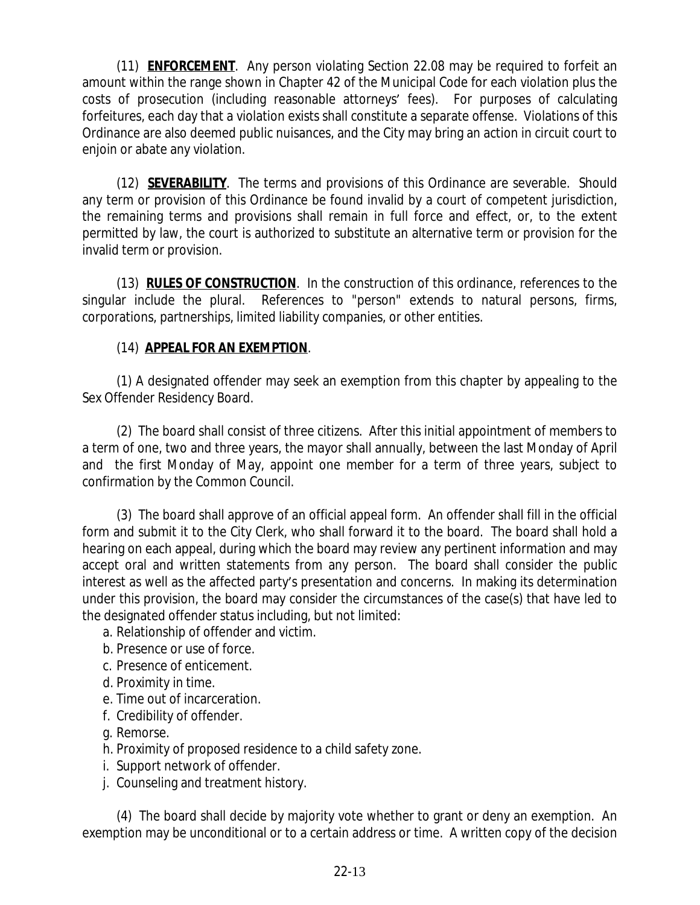(11) **ENFORCEMENT**. Any person violating Section 22.08 may be required to forfeit an amount within the range shown in Chapter 42 of the Municipal Code for each violation plus the costs of prosecution (including reasonable attorneys' fees). For purposes of calculating forfeitures, each day that a violation exists shall constitute a separate offense. Violations of this Ordinance are also deemed public nuisances, and the City may bring an action in circuit court to enjoin or abate any violation.

(12) **SEVERABILITY**. The terms and provisions of this Ordinance are severable. Should any term or provision of this Ordinance be found invalid by a court of competent jurisdiction, the remaining terms and provisions shall remain in full force and effect, or, to the extent permitted by law, the court is authorized to substitute an alternative term or provision for the invalid term or provision.

(13) **RULES OF CONSTRUCTION**. In the construction of this ordinance, references to the singular include the plural. References to "person" extends to natural persons, firms, corporations, partnerships, limited liability companies, or other entities.

(14) **APPEAL FOR AN EXEMPTION**.

(1) A designated offender may seek an exemption from this chapter by appealing to the Sex Offender Residency Board.

(2) The board shall consist of three citizens. After this initial appointment of members to a term of one, two and three years, the mayor shall annually, between the last Monday of April and the first Monday of May, appoint one member for a term of three years, subject to confirmation by the Common Council.

(3) The board shall approve of an official appeal form. An offender shall fill in the official form and submit it to the City Clerk, who shall forward it to the board. The board shall hold a hearing on each appeal, during which the board may review any pertinent information and may accept oral and written statements from any person. The board shall consider the public interest as well as the affected party's presentation and concerns. In making its determination under this provision, the board may consider the circumstances of the case(s) that have led to the designated offender status including, but not limited:

a. Relationship of offender and victim.
b. Presence or use of force.
c. Presence of enticement.
d. Proximity in time.
e. Time out of incarceration.
f. Credibility of offender.
g. Remorse.
h. Proximity of proposed residence to a child safety zone.
i. Support network of offender.
j. Counseling and treatment history.

(4) The board shall decide by majority vote whether to grant or deny an exemption. An exemption may be unconditional or to a certain address or time. A written copy of the decision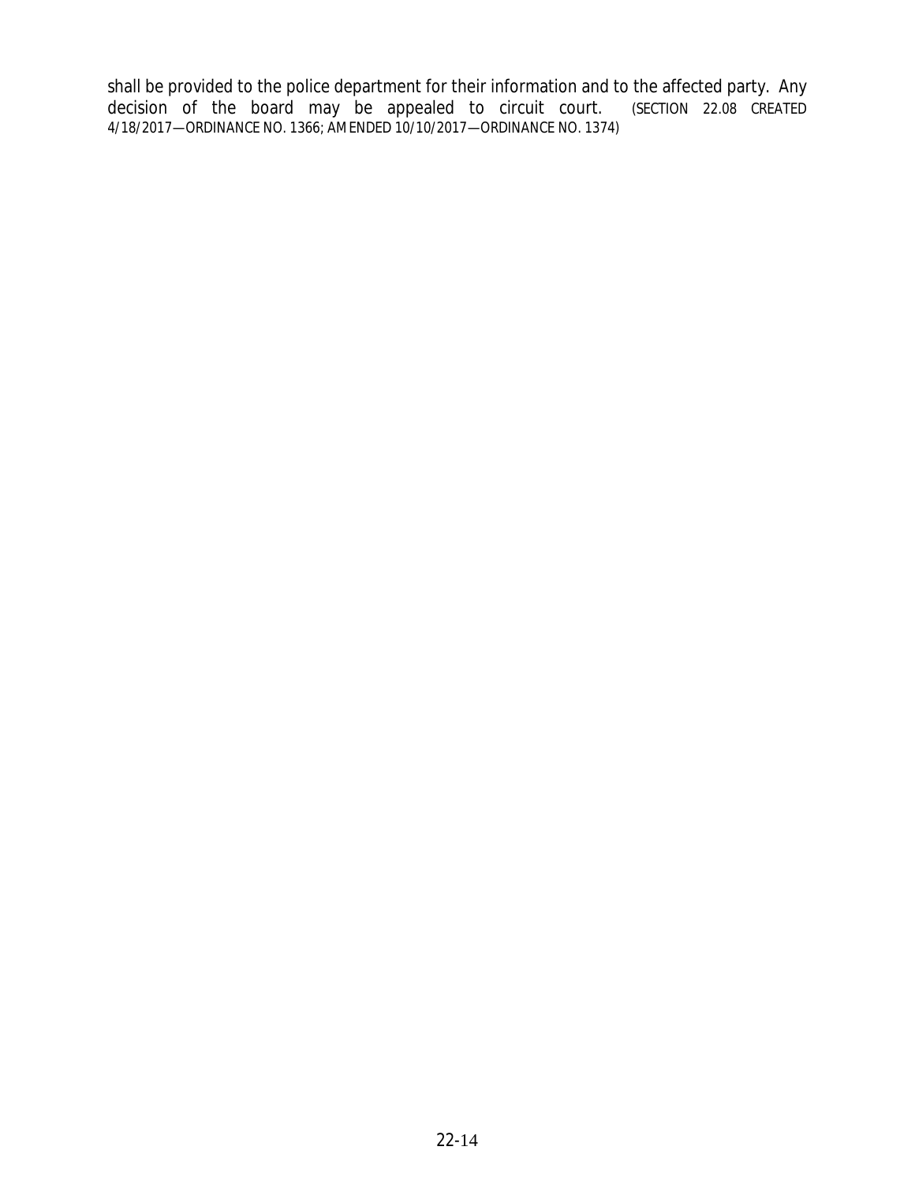shall be provided to the police department for their information and to the affected party. Any decision of the board may be appealed to circuit court. (SECTION 22.08 CREATED 4/18/2017—ORDINANCE NO. 1366; AMENDED 10/10/2017—ORDINANCE NO. 1374)